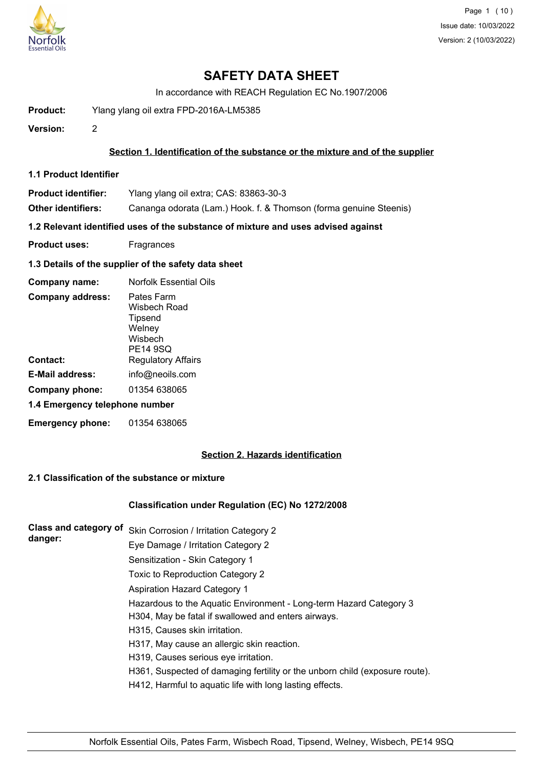# SAFETY DATA SHEET

In accordance with REACH Regulation EC No.1907/2006

**Product:** Ylang ylang oil extra FPD-2016A-LM5385

**Version:** 2

## Section 1. Identification of the substance or the mixture and of the supplier

### 1.1 Product Identifier

**Product identifier:** Ylang ylang oil extra; CAS: 83863-30-3

**Other identifiers:** Cananga odorata (Lam.) Hook. f. & Thomson (forma genuine Steenis)

### 1.2 Relevant identified uses of the substance of mixture and uses advised against

**Product uses:** Fragrances

### 1.3 Details of the supplier of the safety data sheet

**Company name:** Norfolk Essential Oils

**Company address:** Pates Farm
Wisbech Road
Tipsend
Welney
Wisbech
PE14 9SQ

**Contact:** Regulatory Affairs

**E-Mail address:** info@neoils.com

**Company phone:** 01354 638065

### 1.4 Emergency telephone number

**Emergency phone:** 01354 638065

## Section 2. Hazards identification

### 2.1 Classification of the substance or mixture

**Classification under Regulation (EC) No 1272/2008**

**Class and category of danger:**

Skin Corrosion / Irritation Category 2
Eye Damage / Irritation Category 2
Sensitization - Skin Category 1
Toxic to Reproduction Category 2
Aspiration Hazard Category 1
Hazardous to the Aquatic Environment - Long-term Hazard Category 3
H304, May be fatal if swallowed and enters airways.
H315, Causes skin irritation.
H317, May cause an allergic skin reaction.
H319, Causes serious eye irritation.
H361, Suspected of damaging fertility or the unborn child (exposure route).
H412, Harmful to aquatic life with long lasting effects.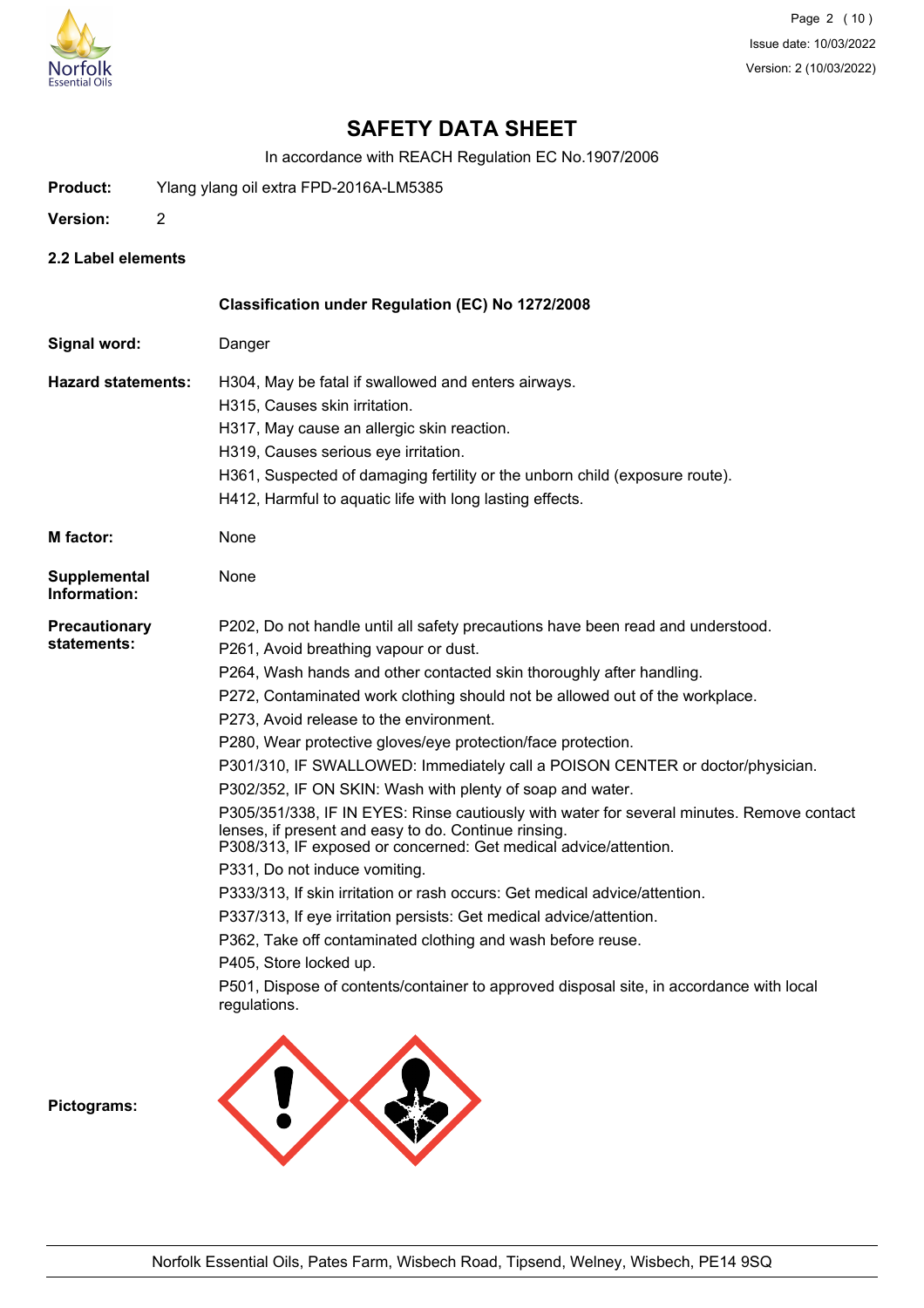# SAFETY DATA SHEET

In accordance with REACH Regulation EC No.1907/2006

**Product:** Ylang ylang oil extra FPD-2016A-LM5385

**Version:** 2

## 2.2 Label elements

**Classification under Regulation (EC) No 1272/2008**

**Signal word:** Danger

**Hazard statements:**

H304, May be fatal if swallowed and enters airways.
H315, Causes skin irritation.
H317, May cause an allergic skin reaction.
H319, Causes serious eye irritation.
H361, Suspected of damaging fertility or the unborn child (exposure route).
H412, Harmful to aquatic life with long lasting effects.

**M factor:** None

**Supplemental Information:** None

**Precautionary statements:**

P202, Do not handle until all safety precautions have been read and understood.
P261, Avoid breathing vapour or dust.
P264, Wash hands and other contacted skin thoroughly after handling.
P272, Contaminated work clothing should not be allowed out of the workplace.
P273, Avoid release to the environment.
P280, Wear protective gloves/eye protection/face protection.
P301/310, IF SWALLOWED: Immediately call a POISON CENTER or doctor/physician.
P302/352, IF ON SKIN: Wash with plenty of soap and water.
P305/351/338, IF IN EYES: Rinse cautiously with water for several minutes. Remove contact lenses, if present and easy to do. Continue rinsing.
P308/313, IF exposed or concerned: Get medical advice/attention.
P331, Do not induce vomiting.
P333/313, If skin irritation or rash occurs: Get medical advice/attention.
P337/313, If eye irritation persists: Get medical advice/attention.
P362, Take off contaminated clothing and wash before reuse.
P405, Store locked up.
P501, Dispose of contents/container to approved disposal site, in accordance with local regulations.

**Pictograms:**

Norfolk Essential Oils, Pates Farm, Wisbech Road, Tipsend, Welney, Wisbech, PE14 9SQ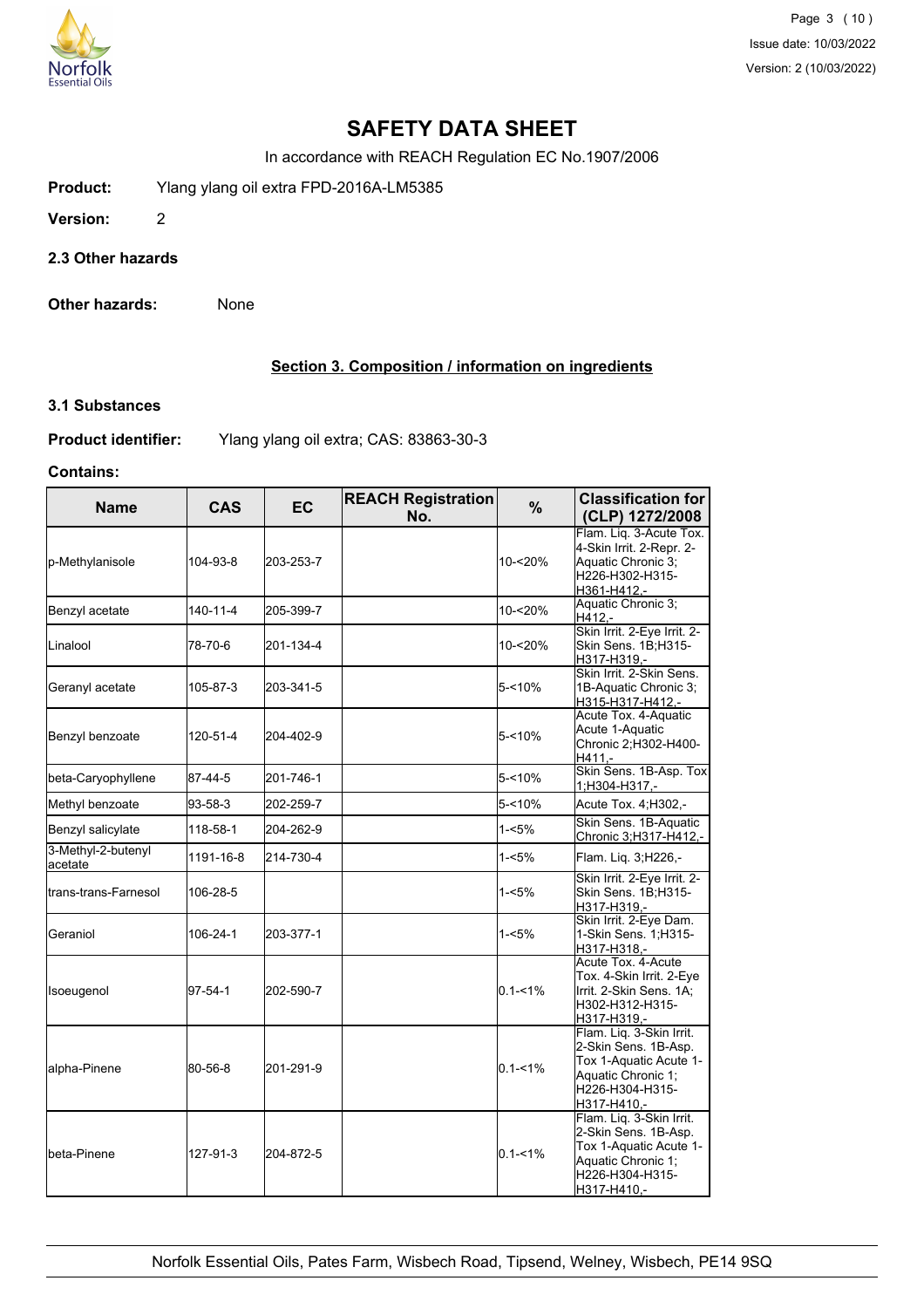# SAFETY DATA SHEET

In accordance with REACH Regulation EC No.1907/2006

**Product:** Ylang ylang oil extra FPD-2016A-LM5385

**Version:** 2

### 2.3 Other hazards

**Other hazards:** None

## Section 3. Composition / information on ingredients

### 3.1 Substances

**Product identifier:** Ylang ylang oil extra; CAS: 83863-30-3

**Contains:**

| Name | CAS | EC | REACH Registration No. | % | Classification for (CLP) 1272/2008 |
|---|---|---|---|---|---|
| p-Methylanisole | 104-93-8 | 203-253-7 | | 10-<20% | Flam. Liq. 3-Acute Tox. 4-Skin Irrit. 2-Repr. 2-Aquatic Chronic 3;H226-H302-H315-H361-H412,- |
| Benzyl acetate | 140-11-4 | 205-399-7 | | 10-<20% | Aquatic Chronic 3;H412,- |
| Linalool | 78-70-6 | 201-134-4 | | 10-<20% | Skin Irrit. 2-Eye Irrit. 2-Skin Sens. 1B;H315-H317-H319,- |
| Geranyl acetate | 105-87-3 | 203-341-5 | | 5-<10% | Skin Irrit. 2-Skin Sens. 1B-Aquatic Chronic 3;H315-H317-H412,- |
| Benzyl benzoate | 120-51-4 | 204-402-9 | | 5-<10% | Acute Tox. 4-Aquatic Acute 1-Aquatic Chronic 2;H302-H400-H411,- |
| beta-Caryophyllene | 87-44-5 | 201-746-1 | | 5-<10% | Skin Sens. 1B-Asp. Tox 1;H304-H317,- |
| Methyl benzoate | 93-58-3 | 202-259-7 | | 5-<10% | Acute Tox. 4;H302,- |
| Benzyl salicylate | 118-58-1 | 204-262-9 | | 1-<5% | Skin Sens. 1B-Aquatic Chronic 3;H317-H412,- |
| 3-Methyl-2-butenyl acetate | 1191-16-8 | 214-730-4 | | 1-<5% | Flam. Liq. 3;H226,- |
| trans-trans-Farnesol | 106-28-5 | | | 1-<5% | Skin Irrit. 2-Eye Irrit. 2-Skin Sens. 1B;H315-H317-H319,- |
| Geraniol | 106-24-1 | 203-377-1 | | 1-<5% | Skin Irrit. 2-Eye Dam. 1-Skin Sens. 1;H315-H317-H318,- |
| Isoeugenol | 97-54-1 | 202-590-7 | | 0.1-<1% | Acute Tox. 4-Acute Tox. 4-Skin Irrit. 2-Eye Irrit. 2-Skin Sens. 1A;H302-H312-H315-H317-H319,- |
| alpha-Pinene | 80-56-8 | 201-291-9 | | 0.1-<1% | Flam. Liq. 3-Skin Irrit. 2-Skin Sens. 1B-Asp. Tox 1-Aquatic Acute 1-Aquatic Chronic 1;H226-H304-H315-H317-H410,- |
| beta-Pinene | 127-91-3 | 204-872-5 | | 0.1-<1% | Flam. Liq. 3-Skin Irrit. 2-Skin Sens. 1B-Asp. Tox 1-Aquatic Acute 1-Aquatic Chronic 1;H226-H304-H315-H317-H410,- |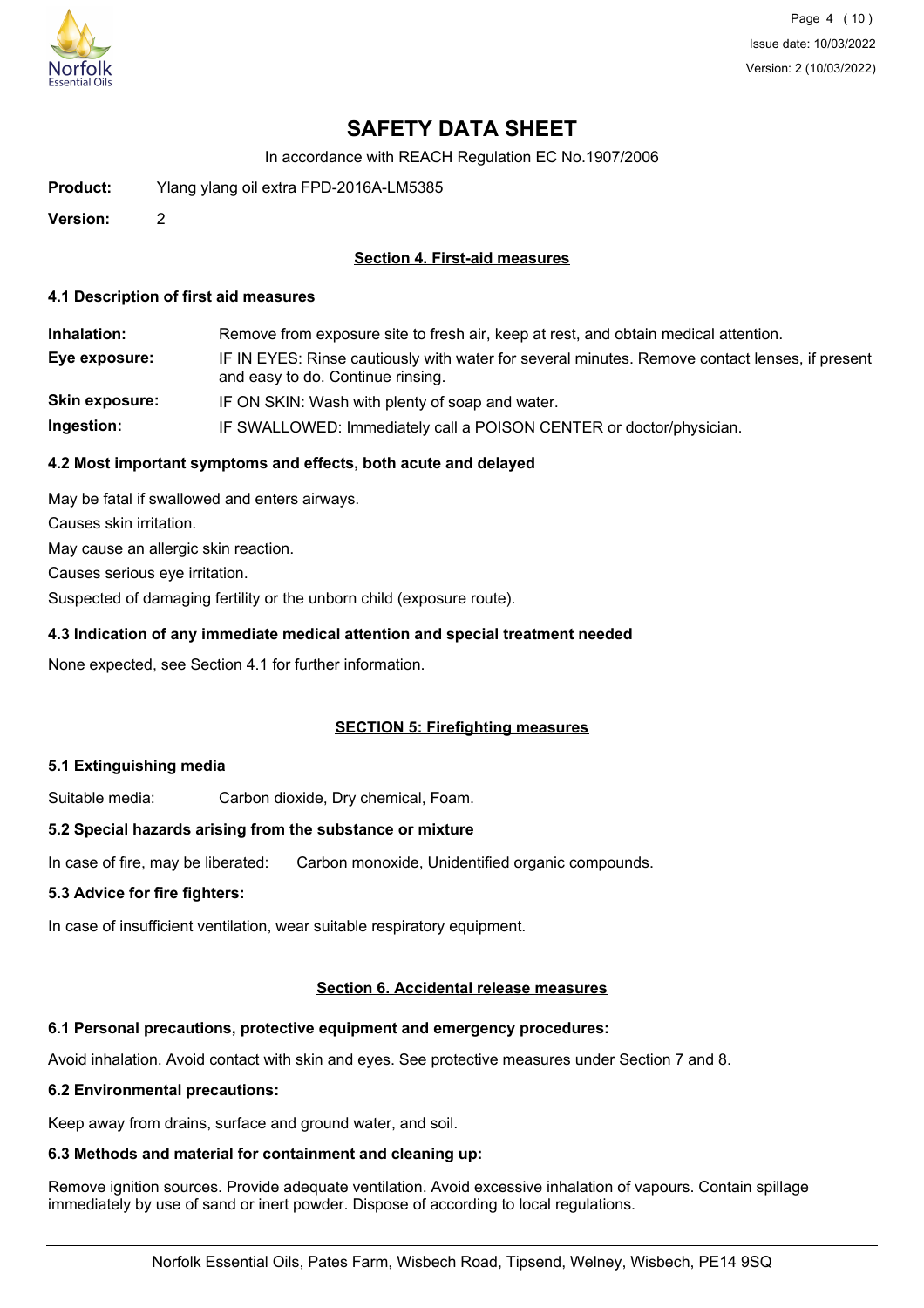# SAFETY DATA SHEET

In accordance with REACH Regulation EC No.1907/2006

**Product:** Ylang ylang oil extra FPD-2016A-LM5385

**Version:** 2

## Section 4. First-aid measures

### 4.1 Description of first aid measures

**Inhalation:** Remove from exposure site to fresh air, keep at rest, and obtain medical attention.

**Eye exposure:** IF IN EYES: Rinse cautiously with water for several minutes. Remove contact lenses, if present and easy to do. Continue rinsing.

**Skin exposure:** IF ON SKIN: Wash with plenty of soap and water.

**Ingestion:** IF SWALLOWED: Immediately call a POISON CENTER or doctor/physician.

### 4.2 Most important symptoms and effects, both acute and delayed

May be fatal if swallowed and enters airways.

Causes skin irritation.

May cause an allergic skin reaction.

Causes serious eye irritation.

Suspected of damaging fertility or the unborn child (exposure route).

### 4.3 Indication of any immediate medical attention and special treatment needed

None expected, see Section 4.1 for further information.

## SECTION 5: Firefighting measures

### 5.1 Extinguishing media

Suitable media: Carbon dioxide, Dry chemical, Foam.

### 5.2 Special hazards arising from the substance or mixture

In case of fire, may be liberated: Carbon monoxide, Unidentified organic compounds.

### 5.3 Advice for fire fighters:

In case of insufficient ventilation, wear suitable respiratory equipment.

## Section 6. Accidental release measures

### 6.1 Personal precautions, protective equipment and emergency procedures:

Avoid inhalation. Avoid contact with skin and eyes. See protective measures under Section 7 and 8.

### 6.2 Environmental precautions:

Keep away from drains, surface and ground water, and soil.

### 6.3 Methods and material for containment and cleaning up:

Remove ignition sources. Provide adequate ventilation. Avoid excessive inhalation of vapours. Contain spillage immediately by use of sand or inert powder. Dispose of according to local regulations.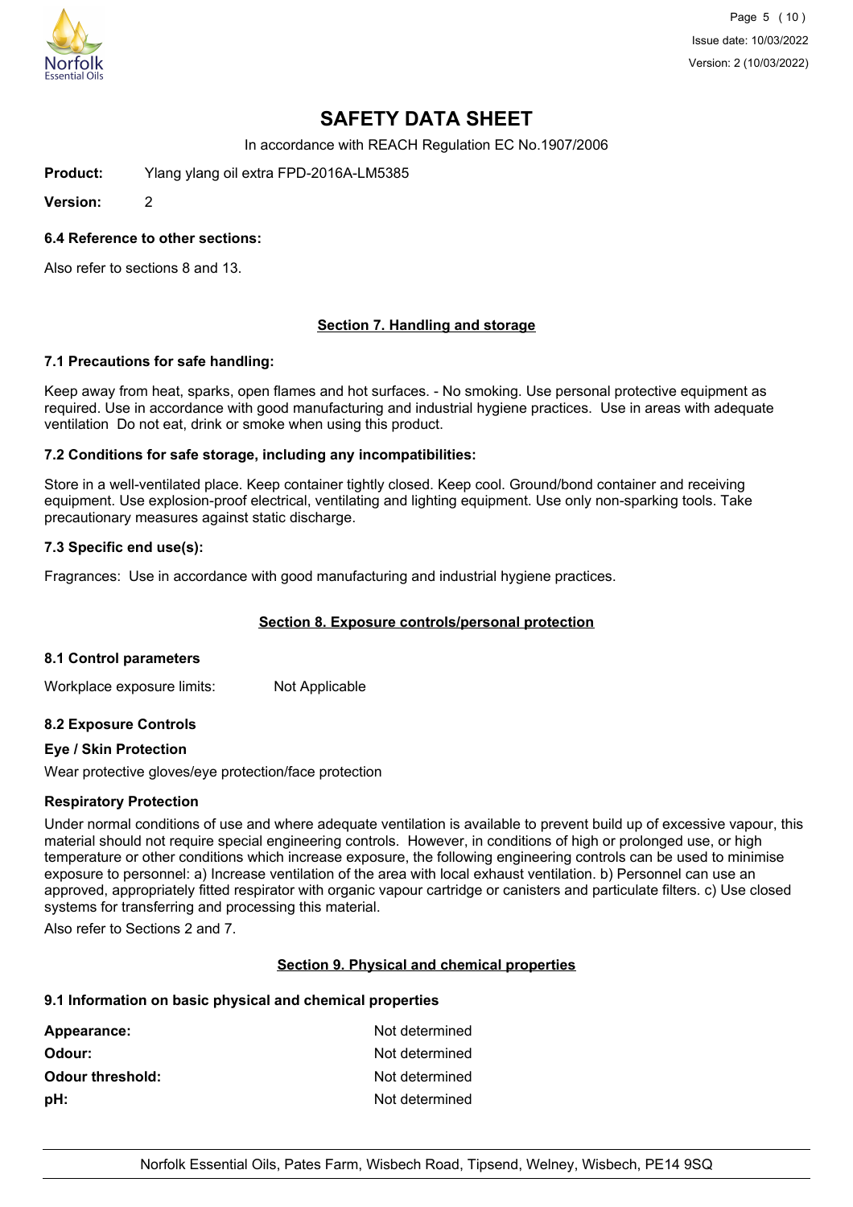# SAFETY DATA SHEET

In accordance with REACH Regulation EC No.1907/2006

**Product:** Ylang ylang oil extra FPD-2016A-LM5385

**Version:** 2

### 6.4 Reference to other sections:

Also refer to sections 8 and 13.

## Section 7. Handling and storage

### 7.1 Precautions for safe handling:

Keep away from heat, sparks, open flames and hot surfaces. - No smoking. Use personal protective equipment as required. Use in accordance with good manufacturing and industrial hygiene practices. Use in areas with adequate ventilation Do not eat, drink or smoke when using this product.

### 7.2 Conditions for safe storage, including any incompatibilities:

Store in a well-ventilated place. Keep container tightly closed. Keep cool. Ground/bond container and receiving equipment. Use explosion-proof electrical, ventilating and lighting equipment. Use only non-sparking tools. Take precautionary measures against static discharge.

### 7.3 Specific end use(s):

Fragrances: Use in accordance with good manufacturing and industrial hygiene practices.

## Section 8. Exposure controls/personal protection

### 8.1 Control parameters

Workplace exposure limits: Not Applicable

### 8.2 Exposure Controls

**Eye / Skin Protection**

Wear protective gloves/eye protection/face protection

**Respiratory Protection**

Under normal conditions of use and where adequate ventilation is available to prevent build up of excessive vapour, this material should not require special engineering controls. However, in conditions of high or prolonged use, or high temperature or other conditions which increase exposure, the following engineering controls can be used to minimise exposure to personnel: a) Increase ventilation of the area with local exhaust ventilation. b) Personnel can use an approved, appropriately fitted respirator with organic vapour cartridge or canisters and particulate filters. c) Use closed systems for transferring and processing this material.

Also refer to Sections 2 and 7.

## Section 9. Physical and chemical properties

### 9.1 Information on basic physical and chemical properties

| | |
|---|---|
| **Appearance:** | Not determined |
| **Odour:** | Not determined |
| **Odour threshold:** | Not determined |
| **pH:** | Not determined |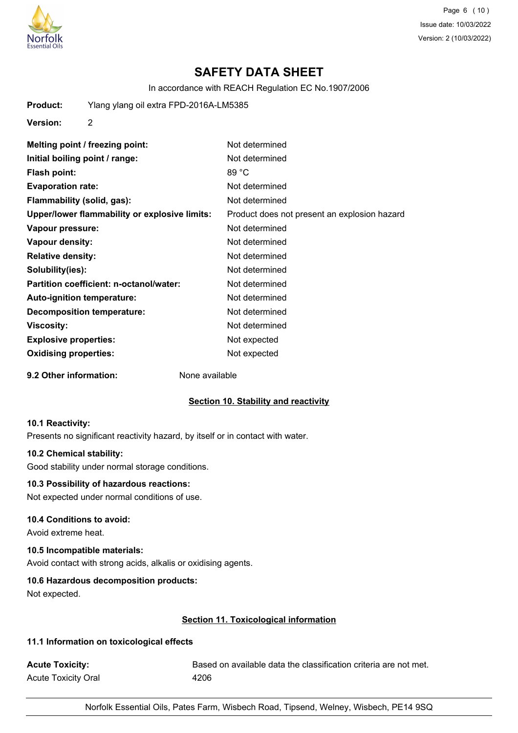# SAFETY DATA SHEET

In accordance with REACH Regulation EC No.1907/2006

**Product:** Ylang ylang oil extra FPD-2016A-LM5385

**Version:** 2

| | |
|---|---|
| **Melting point / freezing point:** | Not determined |
| **Initial boiling point / range:** | Not determined |
| **Flash point:** | 89 °C |
| **Evaporation rate:** | Not determined |
| **Flammability (solid, gas):** | Not determined |
| **Upper/lower flammability or explosive limits:** | Product does not present an explosion hazard |
| **Vapour pressure:** | Not determined |
| **Vapour density:** | Not determined |
| **Relative density:** | Not determined |
| **Solubility(ies):** | Not determined |
| **Partition coefficient: n-octanol/water:** | Not determined |
| **Auto-ignition temperature:** | Not determined |
| **Decomposition temperature:** | Not determined |
| **Viscosity:** | Not determined |
| **Explosive properties:** | Not expected |
| **Oxidising properties:** | Not expected |

**9.2 Other information:** None available

## Section 10. Stability and reactivity

### 10.1 Reactivity:

Presents no significant reactivity hazard, by itself or in contact with water.

### 10.2 Chemical stability:

Good stability under normal storage conditions.

### 10.3 Possibility of hazardous reactions:

Not expected under normal conditions of use.

### 10.4 Conditions to avoid:

Avoid extreme heat.

### 10.5 Incompatible materials:

Avoid contact with strong acids, alkalis or oxidising agents.

### 10.6 Hazardous decomposition products:

Not expected.

## Section 11. Toxicological information

### 11.1 Information on toxicological effects

| | |
|---|---|
| **Acute Toxicity:** | Based on available data the classification criteria are not met. |
| Acute Toxicity Oral | 4206 |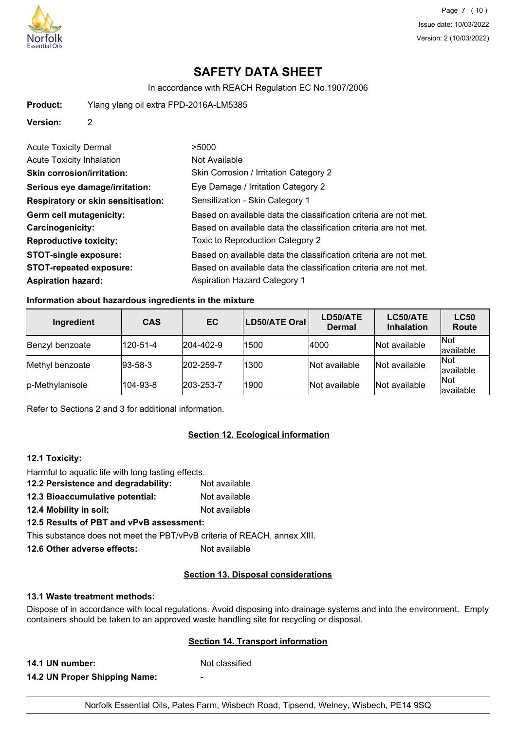# SAFETY DATA SHEET

In accordance with REACH Regulation EC No.1907/2006

**Product:** Ylang ylang oil extra FPD-2016A-LM5385

**Version:** 2

| | |
|---|---|
| Acute Toxicity Dermal | >5000 |
| Acute Toxicity Inhalation | Not Available |
| **Skin corrosion/irritation:** | Skin Corrosion / Irritation Category 2 |
| **Serious eye damage/irritation:** | Eye Damage / Irritation Category 2 |
| **Respiratory or skin sensitisation:** | Sensitization - Skin Category 1 |
| **Germ cell mutagenicity:** | Based on available data the classification criteria are not met. |
| **Carcinogenicity:** | Based on available data the classification criteria are not met. |
| **Reproductive toxicity:** | Toxic to Reproduction Category 2 |
| **STOT-single exposure:** | Based on available data the classification criteria are not met. |
| **STOT-repeated exposure:** | Based on available data the classification criteria are not met. |
| **Aspiration hazard:** | Aspiration Hazard Category 1 |

**Information about hazardous ingredients in the mixture**

| Ingredient | CAS | EC | LD50/ATE Oral | LD50/ATE Dermal | LC50/ATE Inhalation | LC50 Route |
|---|---|---|---|---|---|---|
| Benzyl benzoate | 120-51-4 | 204-402-9 | 1500 | 4000 | Not available | Not available |
| Methyl benzoate | 93-58-3 | 202-259-7 | 1300 | Not available | Not available | Not available |
| p-Methylanisole | 104-93-8 | 203-253-7 | 1900 | Not available | Not available | Not available |

Refer to Sections 2 and 3 for additional information.

## Section 12. Ecological information

**12.1 Toxicity:**

Harmful to aquatic life with long lasting effects.

**12.2 Persistence and degradability:** Not available

**12.3 Bioaccumulative potential:** Not available

**12.4 Mobility in soil:** Not available

**12.5 Results of PBT and vPvB assessment:**

This substance does not meet the PBT/vPvB criteria of REACH, annex XIII.

**12.6 Other adverse effects:** Not available

## Section 13. Disposal considerations

**13.1 Waste treatment methods:**

Dispose of in accordance with local regulations. Avoid disposing into drainage systems and into the environment. Empty containers should be taken to an approved waste handling site for recycling or disposal.

## Section 14. Transport information

**14.1 UN number:** Not classified

**14.2 UN Proper Shipping Name:** -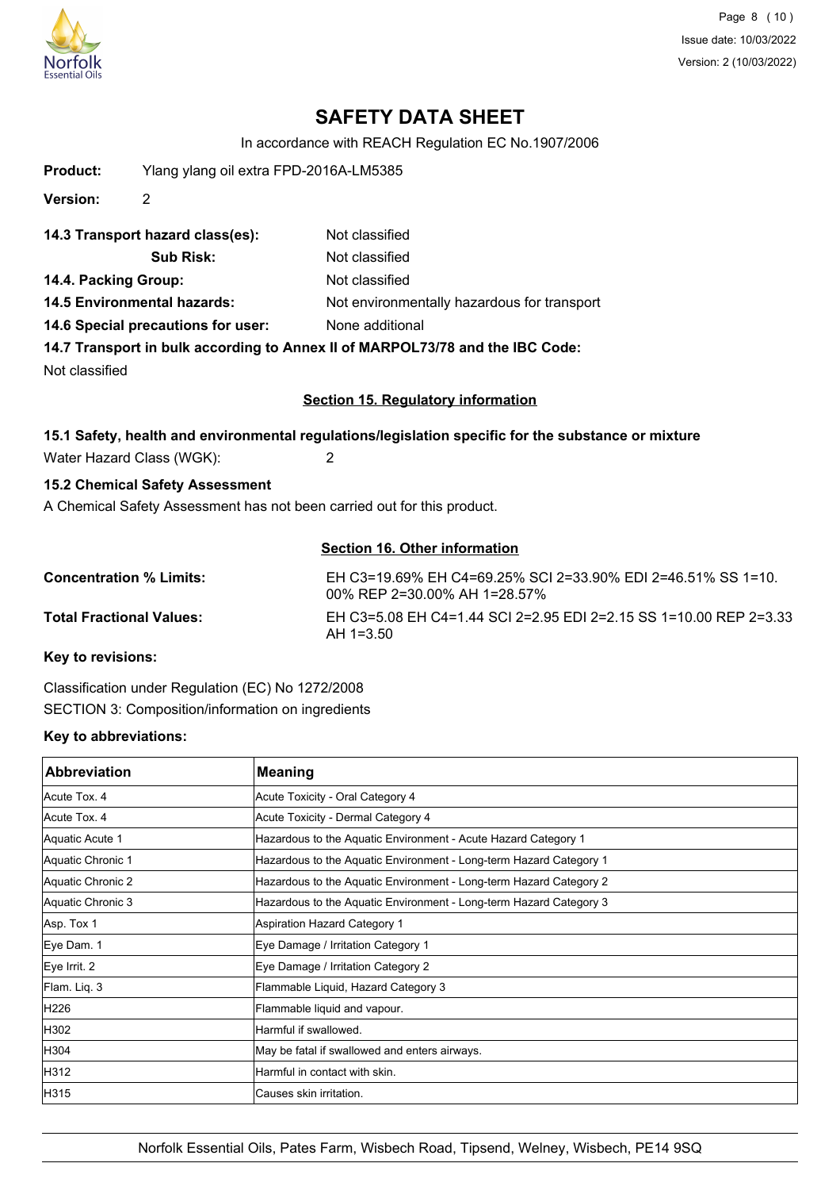# SAFETY DATA SHEET

In accordance with REACH Regulation EC No.1907/2006

**Product:** Ylang ylang oil extra FPD-2016A-LM5385

**Version:** 2

**14.3 Transport hazard class(es):** Not classified

**Sub Risk:** Not classified

**14.4. Packing Group:** Not classified

**14.5 Environmental hazards:** Not environmentally hazardous for transport

**14.6 Special precautions for user:** None additional

**14.7 Transport in bulk according to Annex II of MARPOL73/78 and the IBC Code:**

Not classified

## Section 15. Regulatory information

**15.1 Safety, health and environmental regulations/legislation specific for the substance or mixture**

Water Hazard Class (WGK): 2

**15.2 Chemical Safety Assessment**

A Chemical Safety Assessment has not been carried out for this product.

## Section 16. Other information

**Concentration % Limits:** EH C3=19.69% EH C4=69.25% SCI 2=33.90% EDI 2=46.51% SS 1=10.00% REP 2=30.00% AH 1=28.57%

**Total Fractional Values:** EH C3=5.08 EH C4=1.44 SCI 2=2.95 EDI 2=2.15 SS 1=10.00 REP 2=3.33 AH 1=3.50

**Key to revisions:**

Classification under Regulation (EC) No 1272/2008

SECTION 3: Composition/information on ingredients

**Key to abbreviations:**

| Abbreviation | Meaning |
|---|---|
| Acute Tox. 4 | Acute Toxicity - Oral Category 4 |
| Acute Tox. 4 | Acute Toxicity - Dermal Category 4 |
| Aquatic Acute 1 | Hazardous to the Aquatic Environment - Acute Hazard Category 1 |
| Aquatic Chronic 1 | Hazardous to the Aquatic Environment - Long-term Hazard Category 1 |
| Aquatic Chronic 2 | Hazardous to the Aquatic Environment - Long-term Hazard Category 2 |
| Aquatic Chronic 3 | Hazardous to the Aquatic Environment - Long-term Hazard Category 3 |
| Asp. Tox 1 | Aspiration Hazard Category 1 |
| Eye Dam. 1 | Eye Damage / Irritation Category 1 |
| Eye Irrit. 2 | Eye Damage / Irritation Category 2 |
| Flam. Liq. 3 | Flammable Liquid, Hazard Category 3 |
| H226 | Flammable liquid and vapour. |
| H302 | Harmful if swallowed. |
| H304 | May be fatal if swallowed and enters airways. |
| H312 | Harmful in contact with skin. |
| H315 | Causes skin irritation. |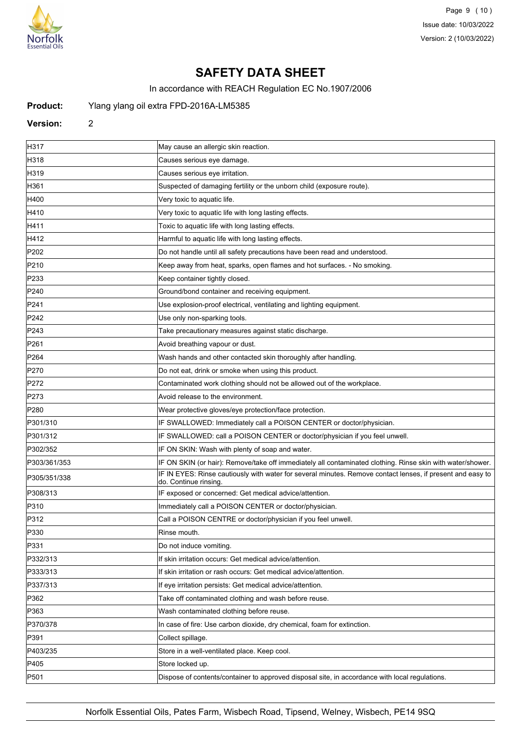# SAFETY DATA SHEET

In accordance with REACH Regulation EC No.1907/2006

**Product:** Ylang ylang oil extra FPD-2016A-LM5385

**Version:** 2

| | |
|---|---|
| H317 | May cause an allergic skin reaction. |
| H318 | Causes serious eye damage. |
| H319 | Causes serious eye irritation. |
| H361 | Suspected of damaging fertility or the unborn child (exposure route). |
| H400 | Very toxic to aquatic life. |
| H410 | Very toxic to aquatic life with long lasting effects. |
| H411 | Toxic to aquatic life with long lasting effects. |
| H412 | Harmful to aquatic life with long lasting effects. |
| P202 | Do not handle until all safety precautions have been read and understood. |
| P210 | Keep away from heat, sparks, open flames and hot surfaces. - No smoking. |
| P233 | Keep container tightly closed. |
| P240 | Ground/bond container and receiving equipment. |
| P241 | Use explosion-proof electrical, ventilating and lighting equipment. |
| P242 | Use only non-sparking tools. |
| P243 | Take precautionary measures against static discharge. |
| P261 | Avoid breathing vapour or dust. |
| P264 | Wash hands and other contacted skin thoroughly after handling. |
| P270 | Do not eat, drink or smoke when using this product. |
| P272 | Contaminated work clothing should not be allowed out of the workplace. |
| P273 | Avoid release to the environment. |
| P280 | Wear protective gloves/eye protection/face protection. |
| P301/310 | IF SWALLOWED: Immediately call a POISON CENTER or doctor/physician. |
| P301/312 | IF SWALLOWED: call a POISON CENTER or doctor/physician if you feel unwell. |
| P302/352 | IF ON SKIN: Wash with plenty of soap and water. |
| P303/361/353 | IF ON SKIN (or hair): Remove/take off immediately all contaminated clothing. Rinse skin with water/shower. |
| P305/351/338 | IF IN EYES: Rinse cautiously with water for several minutes. Remove contact lenses, if present and easy to do. Continue rinsing. |
| P308/313 | IF exposed or concerned: Get medical advice/attention. |
| P310 | Immediately call a POISON CENTER or doctor/physician. |
| P312 | Call a POISON CENTRE or doctor/physician if you feel unwell. |
| P330 | Rinse mouth. |
| P331 | Do not induce vomiting. |
| P332/313 | If skin irritation occurs: Get medical advice/attention. |
| P333/313 | If skin irritation or rash occurs: Get medical advice/attention. |
| P337/313 | If eye irritation persists: Get medical advice/attention. |
| P362 | Take off contaminated clothing and wash before reuse. |
| P363 | Wash contaminated clothing before reuse. |
| P370/378 | In case of fire: Use carbon dioxide, dry chemical, foam for extinction. |
| P391 | Collect spillage. |
| P403/235 | Store in a well-ventilated place. Keep cool. |
| P405 | Store locked up. |
| P501 | Dispose of contents/container to approved disposal site, in accordance with local regulations. |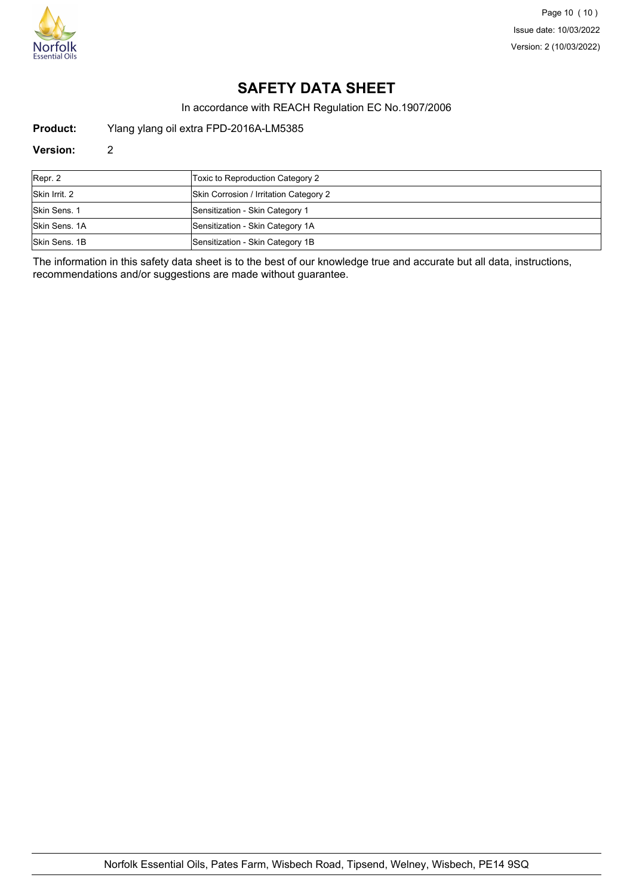# SAFETY DATA SHEET

In accordance with REACH Regulation EC No.1907/2006

**Product:** Ylang ylang oil extra FPD-2016A-LM5385

**Version:** 2

| | |
|---|---|
| Repr. 2 | Toxic to Reproduction Category 2 |
| Skin Irrit. 2 | Skin Corrosion / Irritation Category 2 |
| Skin Sens. 1 | Sensitization - Skin Category 1 |
| Skin Sens. 1A | Sensitization - Skin Category 1A |
| Skin Sens. 1B | Sensitization - Skin Category 1B |

The information in this safety data sheet is to the best of our knowledge true and accurate but all data, instructions, recommendations and/or suggestions are made without guarantee.